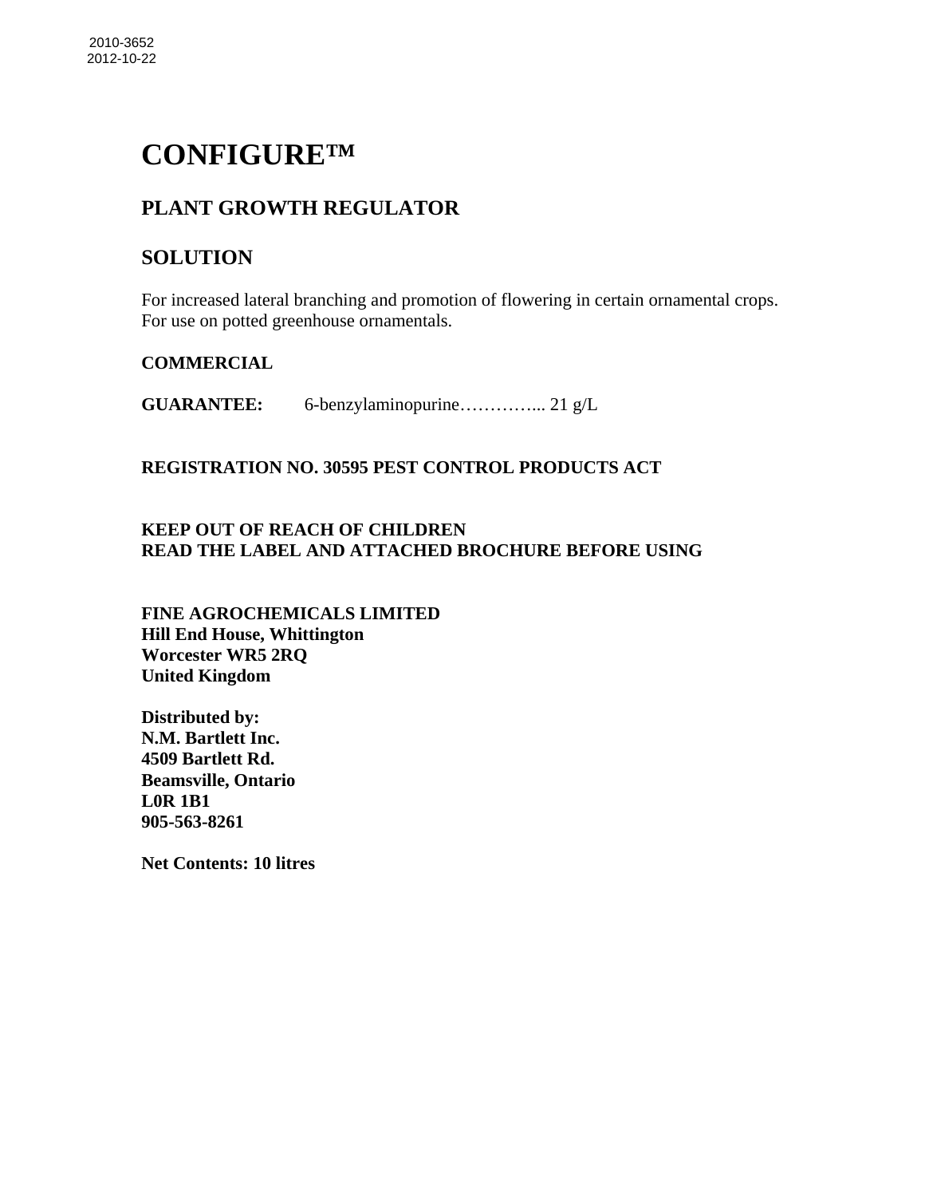2010-3652
2012-10-22

# CONFIGURE™

## PLANT GROWTH REGULATOR

## SOLUTION

For increased lateral branching and promotion of flowering in certain ornamental crops.
For use on potted greenhouse ornamentals.

**COMMERCIAL**

**GUARANTEE:** 6-benzylaminopurine…………... 21 g/L

**REGISTRATION NO. 30595 PEST CONTROL PRODUCTS ACT**

**KEEP OUT OF REACH OF CHILDREN**
**READ THE LABEL AND ATTACHED BROCHURE BEFORE USING**

**FINE AGROCHEMICALS LIMITED**
**Hill End House, Whittington**
**Worcester WR5 2RQ**
**United Kingdom**

**Distributed by:**
**N.M. Bartlett Inc.**
**4509 Bartlett Rd.**
**Beamsville, Ontario**
**L0R 1B1**
**905-563-8261**

**Net Contents: 10 litres**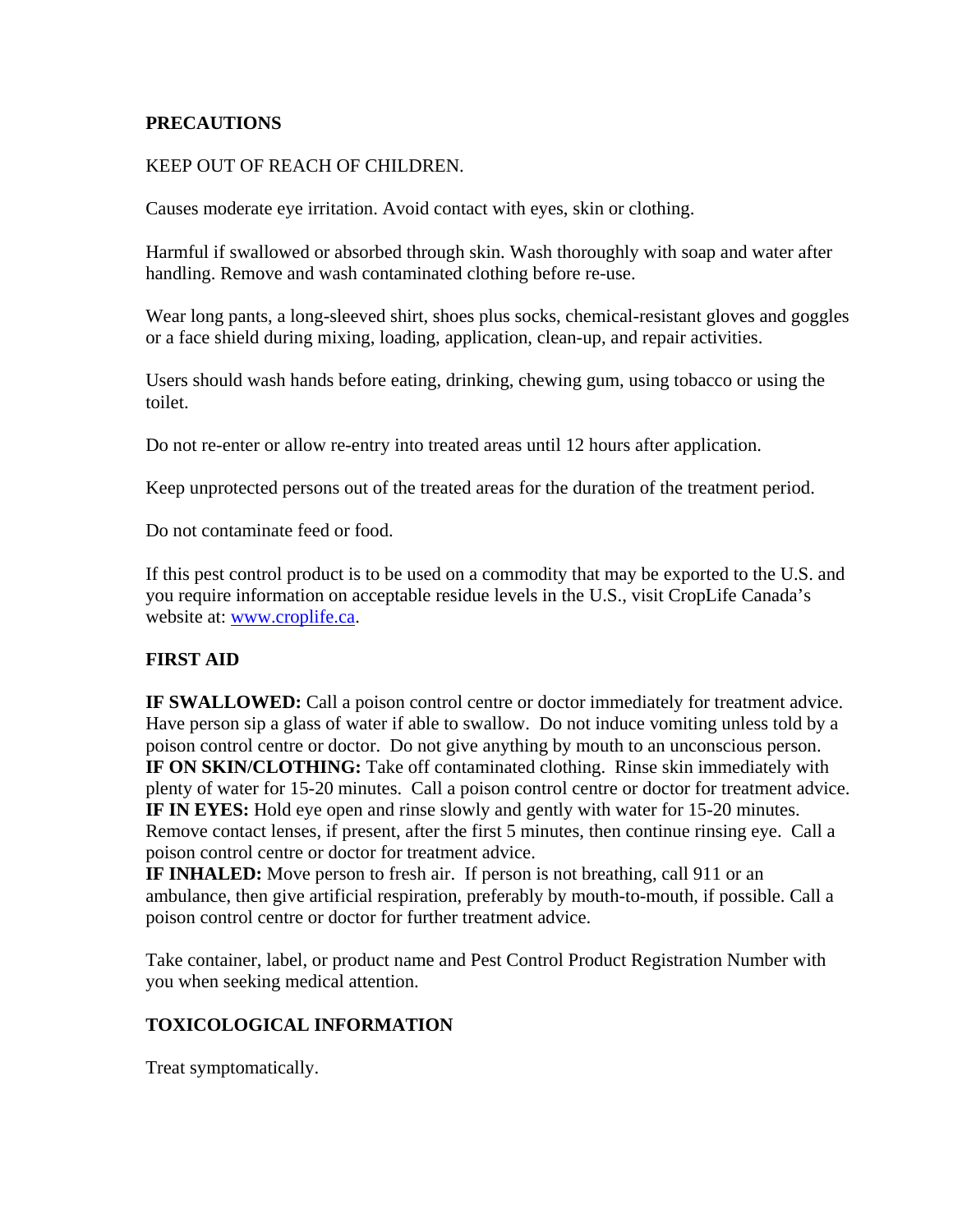**PRECAUTIONS**

KEEP OUT OF REACH OF CHILDREN.

Causes moderate eye irritation. Avoid contact with eyes, skin or clothing.

Harmful if swallowed or absorbed through skin. Wash thoroughly with soap and water after handling. Remove and wash contaminated clothing before re-use.

Wear long pants, a long-sleeved shirt, shoes plus socks, chemical-resistant gloves and goggles or a face shield during mixing, loading, application, clean-up, and repair activities.

Users should wash hands before eating, drinking, chewing gum, using tobacco or using the toilet.

Do not re-enter or allow re-entry into treated areas until 12 hours after application.

Keep unprotected persons out of the treated areas for the duration of the treatment period.

Do not contaminate feed or food.

If this pest control product is to be used on a commodity that may be exported to the U.S. and you require information on acceptable residue levels in the U.S., visit CropLife Canada's website at: www.croplife.ca.

**FIRST AID**

**IF SWALLOWED:** Call a poison control centre or doctor immediately for treatment advice. Have person sip a glass of water if able to swallow. Do not induce vomiting unless told by a poison control centre or doctor. Do not give anything by mouth to an unconscious person.
**IF ON SKIN/CLOTHING:** Take off contaminated clothing. Rinse skin immediately with plenty of water for 15-20 minutes. Call a poison control centre or doctor for treatment advice.
**IF IN EYES:** Hold eye open and rinse slowly and gently with water for 15-20 minutes. Remove contact lenses, if present, after the first 5 minutes, then continue rinsing eye. Call a poison control centre or doctor for treatment advice.
**IF INHALED:** Move person to fresh air. If person is not breathing, call 911 or an ambulance, then give artificial respiration, preferably by mouth-to-mouth, if possible. Call a poison control centre or doctor for further treatment advice.

Take container, label, or product name and Pest Control Product Registration Number with you when seeking medical attention.

**TOXICOLOGICAL INFORMATION**

Treat symptomatically.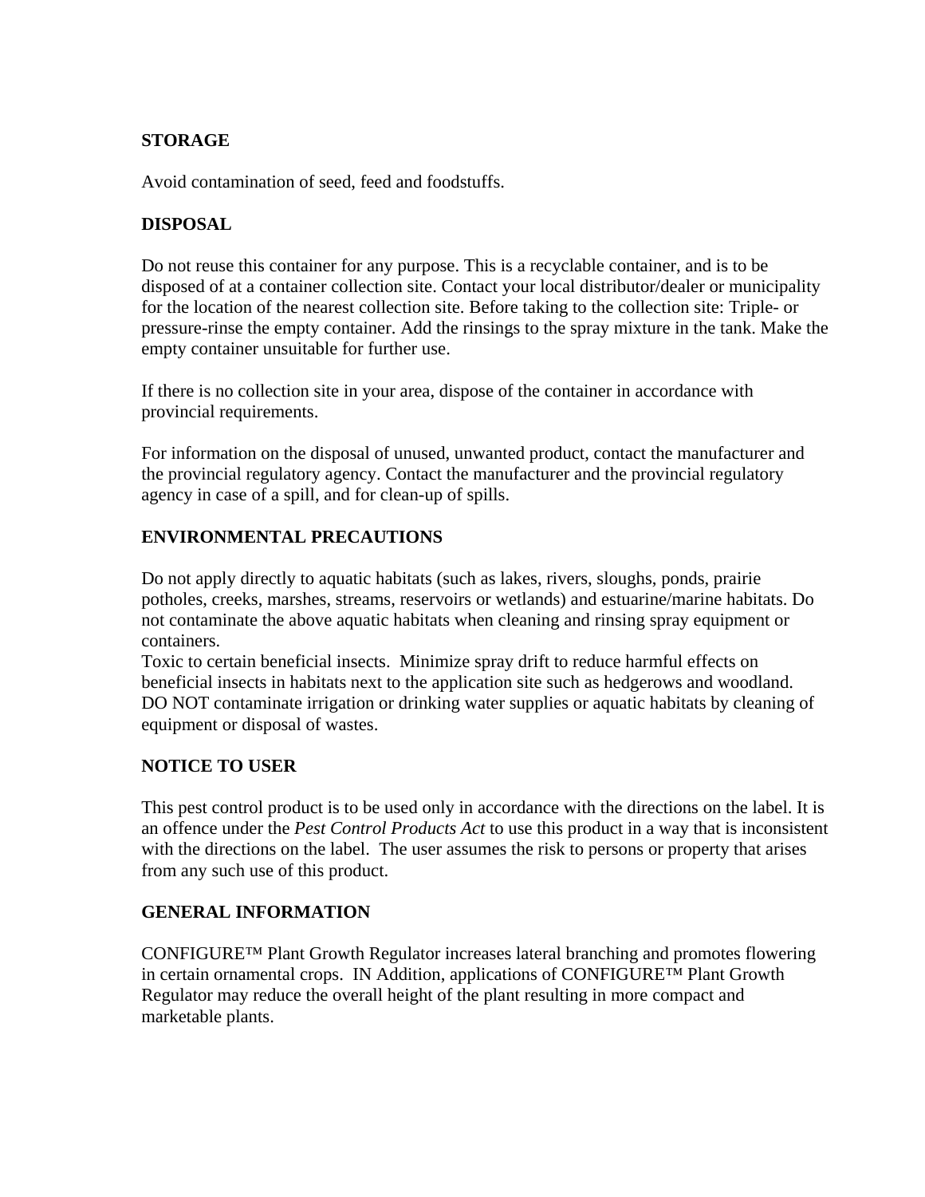**STORAGE**

Avoid contamination of seed, feed and foodstuffs.

**DISPOSAL**

Do not reuse this container for any purpose. This is a recyclable container, and is to be disposed of at a container collection site. Contact your local distributor/dealer or municipality for the location of the nearest collection site. Before taking to the collection site: Triple- or pressure-rinse the empty container. Add the rinsings to the spray mixture in the tank. Make the empty container unsuitable for further use.

If there is no collection site in your area, dispose of the container in accordance with provincial requirements.

For information on the disposal of unused, unwanted product, contact the manufacturer and the provincial regulatory agency. Contact the manufacturer and the provincial regulatory agency in case of a spill, and for clean-up of spills.

**ENVIRONMENTAL PRECAUTIONS**

Do not apply directly to aquatic habitats (such as lakes, rivers, sloughs, ponds, prairie potholes, creeks, marshes, streams, reservoirs or wetlands) and estuarine/marine habitats. Do not contaminate the above aquatic habitats when cleaning and rinsing spray equipment or containers.
Toxic to certain beneficial insects. Minimize spray drift to reduce harmful effects on beneficial insects in habitats next to the application site such as hedgerows and woodland.
DO NOT contaminate irrigation or drinking water supplies or aquatic habitats by cleaning of equipment or disposal of wastes.

**NOTICE TO USER**

This pest control product is to be used only in accordance with the directions on the label. It is an offence under the *Pest Control Products Act* to use this product in a way that is inconsistent with the directions on the label. The user assumes the risk to persons or property that arises from any such use of this product.

**GENERAL INFORMATION**

CONFIGURE™ Plant Growth Regulator increases lateral branching and promotes flowering in certain ornamental crops. IN Addition, applications of CONFIGURE™ Plant Growth Regulator may reduce the overall height of the plant resulting in more compact and marketable plants.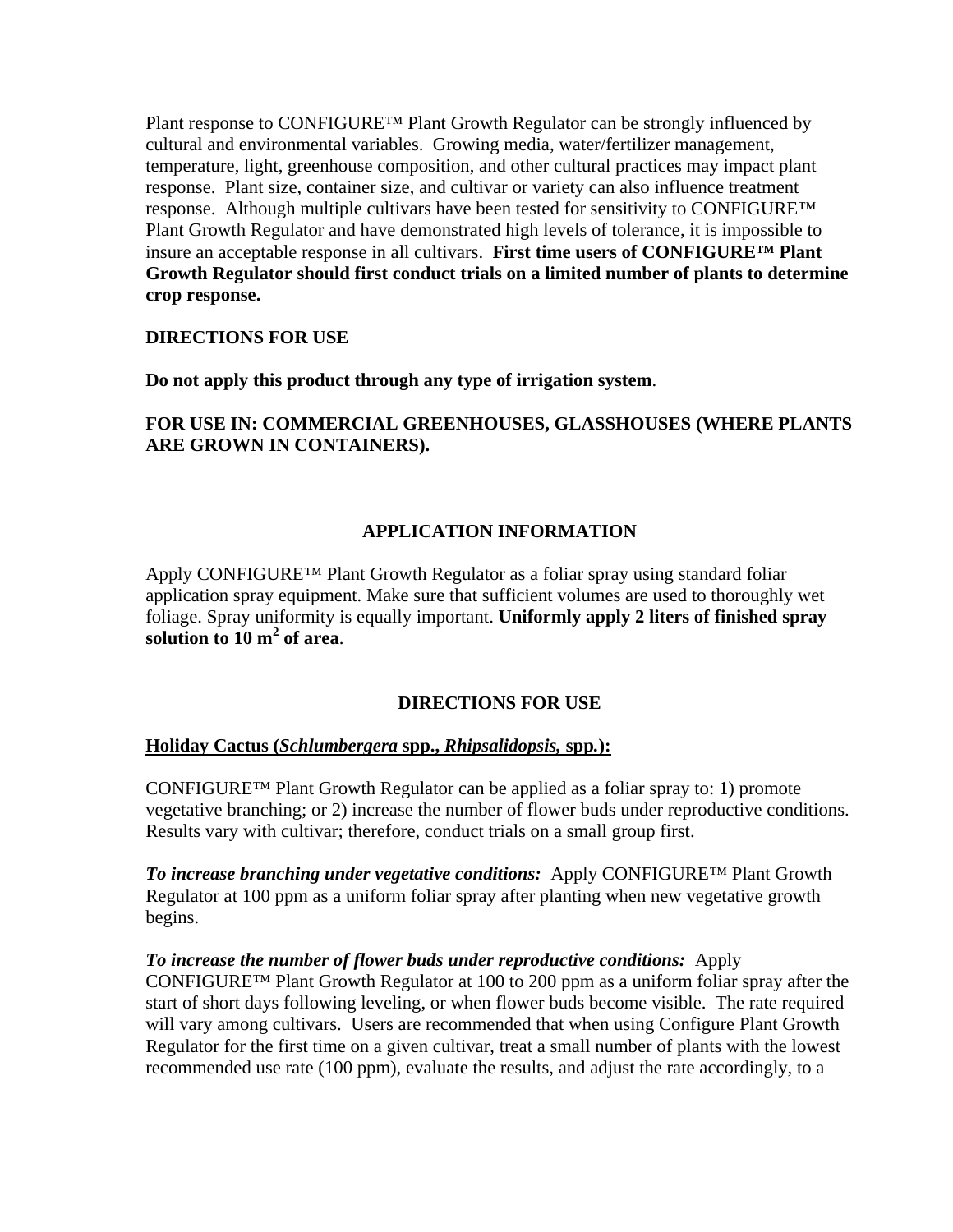Plant response to CONFIGURE™ Plant Growth Regulator can be strongly influenced by cultural and environmental variables. Growing media, water/fertilizer management, temperature, light, greenhouse composition, and other cultural practices may impact plant response. Plant size, container size, and cultivar or variety can also influence treatment response. Although multiple cultivars have been tested for sensitivity to CONFIGURE™ Plant Growth Regulator and have demonstrated high levels of tolerance, it is impossible to insure an acceptable response in all cultivars. **First time users of CONFIGURE™ Plant Growth Regulator should first conduct trials on a limited number of plants to determine crop response.**

**DIRECTIONS FOR USE**

**Do not apply this product through any type of irrigation system**.

**FOR USE IN: COMMERCIAL GREENHOUSES, GLASSHOUSES (WHERE PLANTS ARE GROWN IN CONTAINERS).**

## APPLICATION INFORMATION

Apply CONFIGURE™ Plant Growth Regulator as a foliar spray using standard foliar application spray equipment. Make sure that sufficient volumes are used to thoroughly wet foliage. Spray uniformity is equally important. **Uniformly apply 2 liters of finished spray solution to 10 m$^2$ of area**.

## DIRECTIONS FOR USE

**Holiday Cactus (*Schlumbergera* spp., *Rhipsalidopsis,* spp.):**

CONFIGURE™ Plant Growth Regulator can be applied as a foliar spray to: 1) promote vegetative branching; or 2) increase the number of flower buds under reproductive conditions. Results vary with cultivar; therefore, conduct trials on a small group first.

***To increase branching under vegetative conditions:*** Apply CONFIGURE™ Plant Growth Regulator at 100 ppm as a uniform foliar spray after planting when new vegetative growth begins.

***To increase the number of flower buds under reproductive conditions:*** Apply CONFIGURE™ Plant Growth Regulator at 100 to 200 ppm as a uniform foliar spray after the start of short days following leveling, or when flower buds become visible. The rate required will vary among cultivars. Users are recommended that when using Configure Plant Growth Regulator for the first time on a given cultivar, treat a small number of plants with the lowest recommended use rate (100 ppm), evaluate the results, and adjust the rate accordingly, to a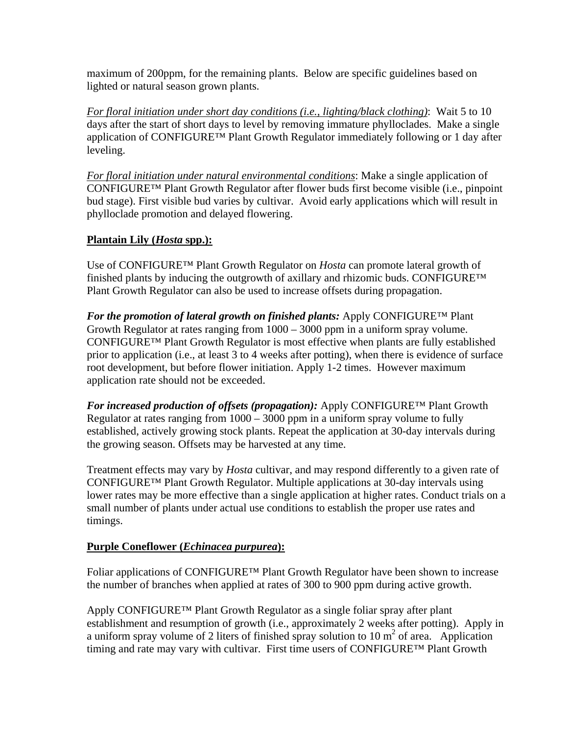maximum of 200ppm, for the remaining plants. Below are specific guidelines based on lighted or natural season grown plants.

_For floral initiation under short day conditions (i.e., lighting/black clothing)_: Wait 5 to 10 days after the start of short days to level by removing immature phylloclades. Make a single application of CONFIGURE™ Plant Growth Regulator immediately following or 1 day after leveling.

_For floral initiation under natural environmental conditions_: Make a single application of CONFIGURE™ Plant Growth Regulator after flower buds first become visible (i.e., pinpoint bud stage). First visible bud varies by cultivar. Avoid early applications which will result in phylloclade promotion and delayed flowering.

**Plantain Lily (*Hosta* spp.):**

Use of CONFIGURE™ Plant Growth Regulator on *Hosta* can promote lateral growth of finished plants by inducing the outgrowth of axillary and rhizomic buds. CONFIGURE™ Plant Growth Regulator can also be used to increase offsets during propagation.

***For the promotion of lateral growth on finished plants:*** Apply CONFIGURE™ Plant Growth Regulator at rates ranging from 1000 – 3000 ppm in a uniform spray volume. CONFIGURE™ Plant Growth Regulator is most effective when plants are fully established prior to application (i.e., at least 3 to 4 weeks after potting), when there is evidence of surface root development, but before flower initiation. Apply 1-2 times. However maximum application rate should not be exceeded.

***For increased production of offsets (propagation):*** Apply CONFIGURE™ Plant Growth Regulator at rates ranging from 1000 – 3000 ppm in a uniform spray volume to fully established, actively growing stock plants. Repeat the application at 30-day intervals during the growing season. Offsets may be harvested at any time.

Treatment effects may vary by *Hosta* cultivar, and may respond differently to a given rate of CONFIGURE™ Plant Growth Regulator. Multiple applications at 30-day intervals using lower rates may be more effective than a single application at higher rates. Conduct trials on a small number of plants under actual use conditions to establish the proper use rates and timings.

**Purple Coneflower (*Echinacea purpurea*):**

Foliar applications of CONFIGURE™ Plant Growth Regulator have been shown to increase the number of branches when applied at rates of 300 to 900 ppm during active growth.

Apply CONFIGURE™ Plant Growth Regulator as a single foliar spray after plant establishment and resumption of growth (i.e., approximately 2 weeks after potting). Apply in a uniform spray volume of 2 liters of finished spray solution to 10 $m^2$ of area. Application timing and rate may vary with cultivar. First time users of CONFIGURE™ Plant Growth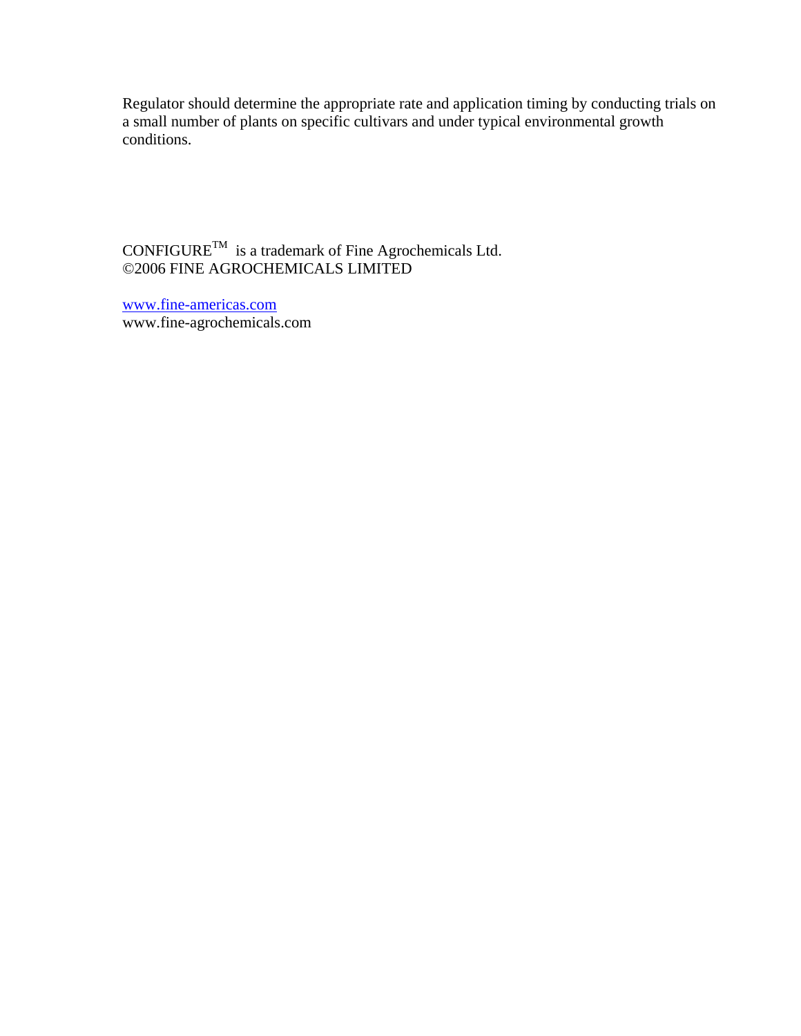Regulator should determine the appropriate rate and application timing by conducting trials on a small number of plants on specific cultivars and under typical environmental growth conditions.

CONFIGURE™ is a trademark of Fine Agrochemicals Ltd.
©2006 FINE AGROCHEMICALS LIMITED

www.fine-americas.com
www.fine-agrochemicals.com